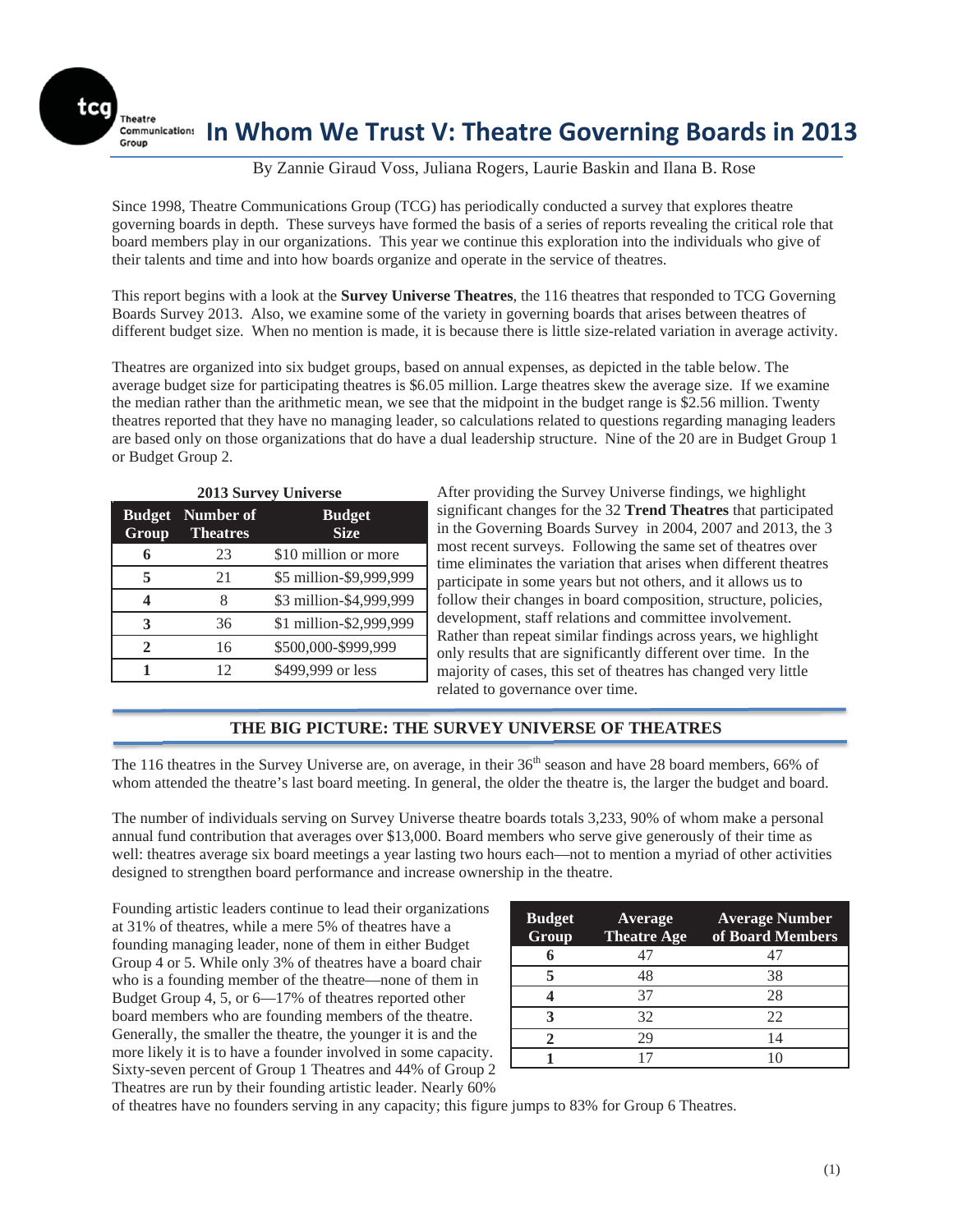# In Whom We Trust V: Theatre Governing Boards in 2013

By Zannie Giraud Voss, Juliana Rogers, Laurie Baskin and Ilana B. Rose

Since 1998, Theatre Communications Group (TCG) has periodically conducted a survey that explores theatre governing boards in depth. These surveys have formed the basis of a series of reports revealing the critical role that board members play in our organizations. This year we continue this exploration into the individuals who give of their talents and time and into how boards organize and operate in the service of theatres.

This report begins with a look at the **Survey Universe Theatres**, the 116 theatres that responded to TCG Governing Boards Survey 2013. Also, we examine some of the variety in governing boards that arises between theatres of different budget size. When no mention is made, it is because there is little size-related variation in average activity.

Theatres are organized into six budget groups, based on annual expenses, as depicted in the table below. The average budget size for participating theatres is $6.05 million. Large theatres skew the average size. If we examine the median rather than the arithmetic mean, we see that the midpoint in the budget range is $2.56 million. Twenty theatres reported that they have no managing leader, so calculations related to questions regarding managing leaders are based only on those organizations that do have a dual leadership structure. Nine of the 20 are in Budget Group 1 or Budget Group 2.

**2013 Survey Universe**

| Budget Group | Number of Theatres | Budget Size |
|---|---|---|
| 6 | 23 | $10 million or more |
| 5 | 21 | $5 million-$9,999,999 |
| 4 | 8 | $3 million-$4,999,999 |
| 3 | 36 | $1 million-$2,999,999 |
| 2 | 16 | $500,000-$999,999 |
| 1 | 12 | $499,999 or less |

After providing the Survey Universe findings, we highlight significant changes for the 32 **Trend Theatres** that participated in the Governing Boards Survey in 2004, 2007 and 2013, the 3 most recent surveys. Following the same set of theatres over time eliminates the variation that arises when different theatres participate in some years but not others, and it allows us to follow their changes in board composition, structure, policies, development, staff relations and committee involvement. Rather than repeat similar findings across years, we highlight only results that are significantly different over time. In the majority of cases, this set of theatres has changed very little related to governance over time.

## THE BIG PICTURE: THE SURVEY UNIVERSE OF THEATRES

The 116 theatres in the Survey Universe are, on average, in their 36th season and have 28 board members, 66% of whom attended the theatre's last board meeting. In general, the older the theatre is, the larger the budget and board.

The number of individuals serving on Survey Universe theatre boards totals 3,233, 90% of whom make a personal annual fund contribution that averages over $13,000. Board members who serve give generously of their time as well: theatres average six board meetings a year lasting two hours each—not to mention a myriad of other activities designed to strengthen board performance and increase ownership in the theatre.

| Budget Group | Average Theatre Age | Average Number of Board Members |
|---|---|---|
| 6 | 47 | 47 |
| 5 | 48 | 38 |
| 4 | 37 | 28 |
| 3 | 32 | 22 |
| 2 | 29 | 14 |
| 1 | 17 | 10 |

Founding artistic leaders continue to lead their organizations at 31% of theatres, while a mere 5% of theatres have a founding managing leader, none of them in either Budget Group 4 or 5. While only 3% of theatres have a board chair who is a founding member of the theatre—none of them in Budget Group 4, 5, or 6—17% of theatres reported other board members who are founding members of the theatre. Generally, the smaller the theatre, the younger it is and the more likely it is to have a founder involved in some capacity. Sixty-seven percent of Group 1 Theatres and 44% of Group 2 Theatres are run by their founding artistic leader. Nearly 60% of theatres have no founders serving in any capacity; this figure jumps to 83% for Group 6 Theatres.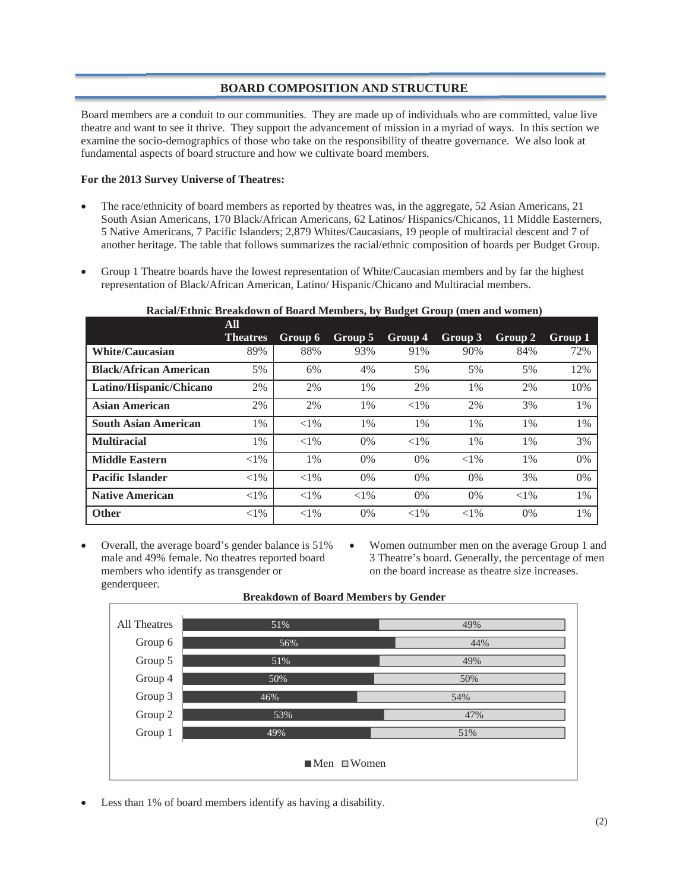## BOARD COMPOSITION AND STRUCTURE

Board members are a conduit to our communities. They are made up of individuals who are committed, value live theatre and want to see it thrive. They support the advancement of mission in a myriad of ways. In this section we examine the socio-demographics of those who take on the responsibility of theatre governance. We also look at fundamental aspects of board structure and how we cultivate board members.

**For the 2013 Survey Universe of Theatres:**

- The race/ethnicity of board members as reported by theatres was, in the aggregate, 52 Asian Americans, 21 South Asian Americans, 170 Black/African Americans, 62 Latinos/ Hispanics/Chicanos, 11 Middle Easterners, 5 Native Americans, 7 Pacific Islanders; 2,879 Whites/Caucasians, 19 people of multiracial descent and 7 of another heritage. The table that follows summarizes the racial/ethnic composition of boards per Budget Group.

- Group 1 Theatre boards have the lowest representation of White/Caucasian members and by far the highest representation of Black/African American, Latino/ Hispanic/Chicano and Multiracial members.

**Racial/Ethnic Breakdown of Board Members, by Budget Group (men and women)**

| | All Theatres | Group 6 | Group 5 | Group 4 | Group 3 | Group 2 | Group 1 |
|---|---|---|---|---|---|---|---|
| **White/Caucasian** | 89% | 88% | 93% | 91% | 90% | 84% | 72% |
| **Black/African American** | 5% | 6% | 4% | 5% | 5% | 5% | 12% |
| **Latino/Hispanic/Chicano** | 2% | 2% | 1% | 2% | 1% | 2% | 10% |
| **Asian American** | 2% | 2% | 1% | <1% | 2% | 3% | 1% |
| **South Asian American** | 1% | <1% | 1% | 1% | 1% | 1% | 1% |
| **Multiracial** | 1% | <1% | 0% | <1% | 1% | 1% | 3% |
| **Middle Eastern** | <1% | 1% | 0% | 0% | <1% | 1% | 0% |
| **Pacific Islander** | <1% | <1% | 0% | 0% | 0% | 3% | 0% |
| **Native American** | <1% | <1% | <1% | 0% | 0% | <1% | 1% |
| **Other** | <1% | <1% | 0% | <1% | <1% | 0% | 1% |

- Overall, the average board's gender balance is 51% male and 49% female. No theatres reported board members who identify as transgender or genderqueer.

- Women outnumber men on the average Group 1 and 3 Theatre's board. Generally, the percentage of men on the board increase as theatre size increases.

**Breakdown of Board Members by Gender**

| | Men | Women |
|---|---|---|
| All Theatres | 51% | 49% |
| Group 6 | 56% | 44% |
| Group 5 | 51% | 49% |
| Group 4 | 50% | 50% |
| Group 3 | 46% | 54% |
| Group 2 | 53% | 47% |
| Group 1 | 49% | 51% |

- Less than 1% of board members identify as having a disability.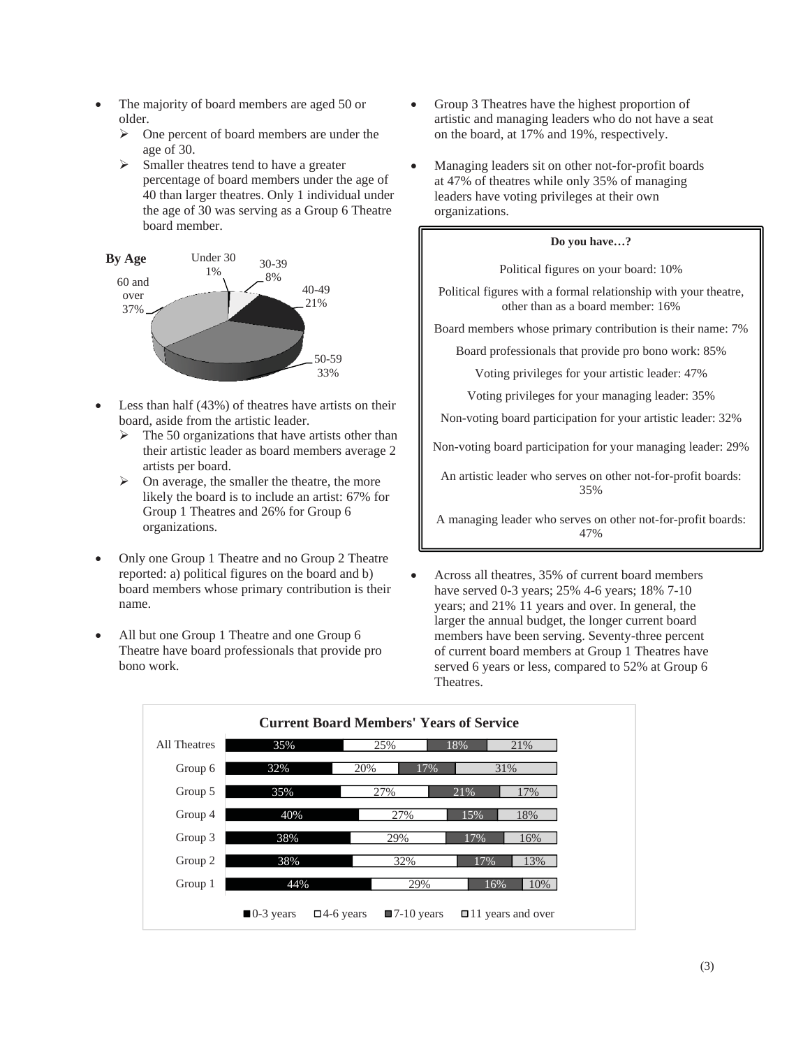- The majority of board members are aged 50 or older.
  - One percent of board members are under the age of 30.
  - Smaller theatres tend to have a greater percentage of board members under the age of 40 than larger theatres. Only 1 individual under the age of 30 was serving as a Group 6 Theatre board member.

**By Age**

| Age | Percent |
|---|---|
| Under 30 | 1% |
| 30-39 | 8% |
| 40-49 | 21% |
| 50-59 | 33% |
| 60 and over | 37% |

- Less than half (43%) of theatres have artists on their board, aside from the artistic leader.
  - The 50 organizations that have artists other than their artistic leader as board members average 2 artists per board.
  - On average, the smaller the theatre, the more likely the board is to include an artist: 67% for Group 1 Theatres and 26% for Group 6 organizations.

- Only one Group 1 Theatre and no Group 2 Theatre reported: a) political figures on the board and b) board members whose primary contribution is their name.

- All but one Group 1 Theatre and one Group 6 Theatre have board professionals that provide pro bono work.

- Group 3 Theatres have the highest proportion of artistic and managing leaders who do not have a seat on the board, at 17% and 19%, respectively.

- Managing leaders sit on other not-for-profit boards at 47% of theatres while only 35% of managing leaders have voting privileges at their own organizations.

**Do you have…?**

Political figures on your board: 10%

Political figures with a formal relationship with your theatre, other than as a board member: 16%

Board members whose primary contribution is their name: 7%

Board professionals that provide pro bono work: 85%

Voting privileges for your artistic leader: 47%

Voting privileges for your managing leader: 35%

Non-voting board participation for your artistic leader: 32%

Non-voting board participation for your managing leader: 29%

An artistic leader who serves on other not-for-profit boards: 35%

A managing leader who serves on other not-for-profit boards: 47%

- Across all theatres, 35% of current board members have served 0-3 years; 25% 4-6 years; 18% 7-10 years; and 21% 11 years and over. In general, the larger the annual budget, the longer current board members have been serving. Seventy-three percent of current board members at Group 1 Theatres have served 6 years or less, compared to 52% at Group 6 Theatres.

**Current Board Members' Years of Service**

| | 0-3 years | 4-6 years | 7-10 years | 11 years and over |
|---|---|---|---|---|
| All Theatres | 35% | 25% | 18% | 21% |
| Group 6 | 32% | 20% | 17% | 31% |
| Group 5 | 35% | 27% | 21% | 17% |
| Group 4 | 40% | 27% | 15% | 18% |
| Group 3 | 38% | 29% | 17% | 16% |
| Group 2 | 38% | 32% | 17% | 13% |
| Group 1 | 44% | 29% | 16% | 10% |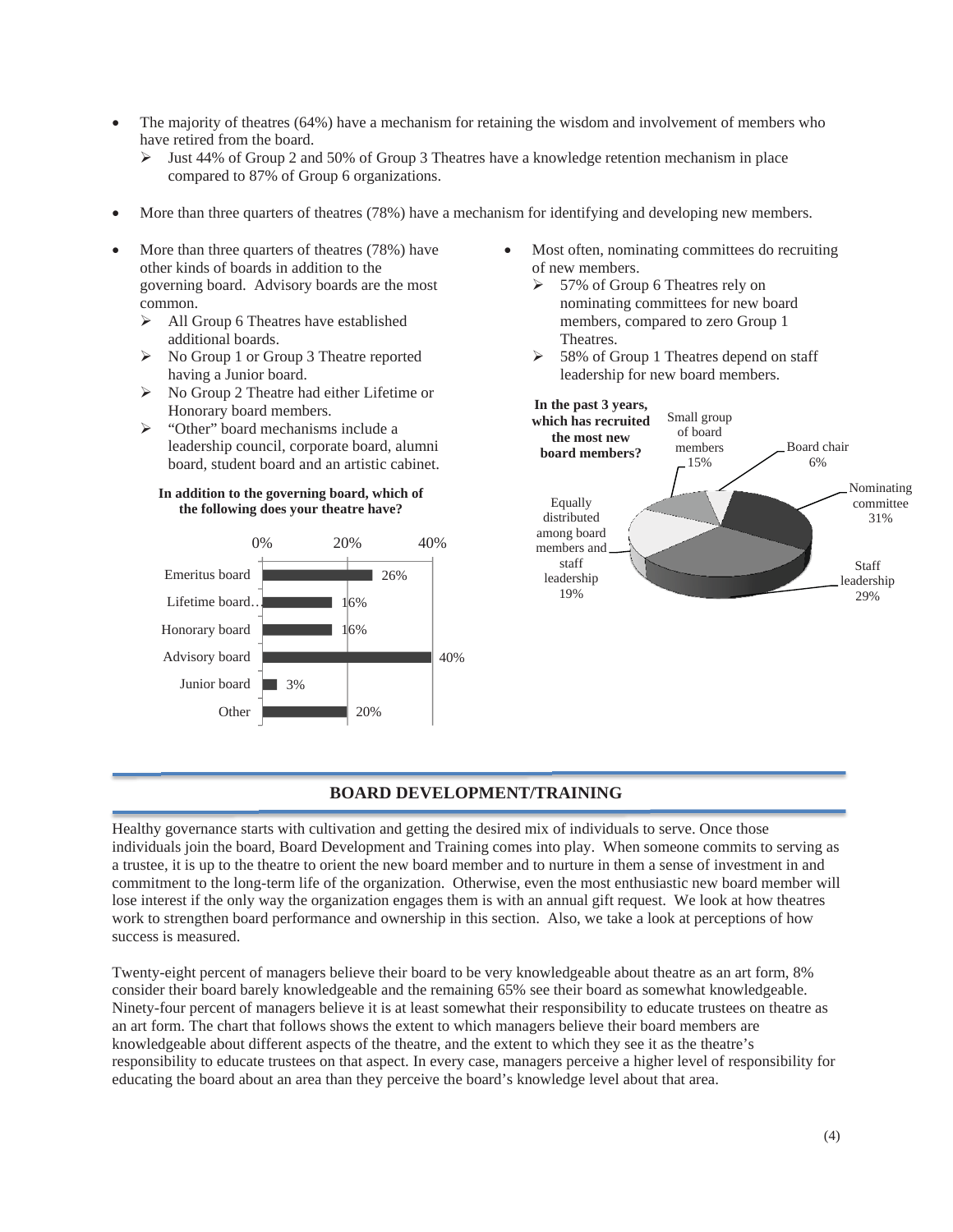- The majority of theatres (64%) have a mechanism for retaining the wisdom and involvement of members who have retired from the board.
  - Just 44% of Group 2 and 50% of Group 3 Theatres have a knowledge retention mechanism in place compared to 87% of Group 6 organizations.

- More than three quarters of theatres (78%) have a mechanism for identifying and developing new members.

- More than three quarters of theatres (78%) have other kinds of boards in addition to the governing board. Advisory boards are the most common.
  - All Group 6 Theatres have established additional boards.
  - No Group 1 or Group 3 Theatre reported having a Junior board.
  - No Group 2 Theatre had either Lifetime or Honorary board members.
  - "Other" board mechanisms include a leadership council, corporate board, alumni board, student board and an artistic cabinet.

**In addition to the governing board, which of the following does your theatre have?**

| Board type | Percent |
|---|---|
| Emeritus board | 26% |
| Lifetime board… | 16% |
| Honorary board | 16% |
| Advisory board | 40% |
| Junior board | 3% |
| Other | 20% |

- Most often, nominating committees do recruiting of new members.
  - 57% of Group 6 Theatres rely on nominating committees for new board members, compared to zero Group 1 Theatres.
  - 58% of Group 1 Theatres depend on staff leadership for new board members.

**In the past 3 years, which has recruited the most new board members?**

| Source | Percent |
|---|---|
| Small group of board members | 15% |
| Board chair | 6% |
| Nominating committee | 31% |
| Staff leadership | 29% |
| Equally distributed among board members and staff leadership | 19% |

## BOARD DEVELOPMENT/TRAINING

Healthy governance starts with cultivation and getting the desired mix of individuals to serve. Once those individuals join the board, Board Development and Training comes into play. When someone commits to serving as a trustee, it is up to the theatre to orient the new board member and to nurture in them a sense of investment in and commitment to the long-term life of the organization. Otherwise, even the most enthusiastic new board member will lose interest if the only way the organization engages them is with an annual gift request. We look at how theatres work to strengthen board performance and ownership in this section. Also, we take a look at perceptions of how success is measured.

Twenty-eight percent of managers believe their board to be very knowledgeable about theatre as an art form, 8% consider their board barely knowledgeable and the remaining 65% see their board as somewhat knowledgeable. Ninety-four percent of managers believe it is at least somewhat their responsibility to educate trustees on theatre as an art form. The chart that follows shows the extent to which managers believe their board members are knowledgeable about different aspects of the theatre, and the extent to which they see it as the theatre's responsibility to educate trustees on that aspect. In every case, managers perceive a higher level of responsibility for educating the board about an area than they perceive the board's knowledge level about that area.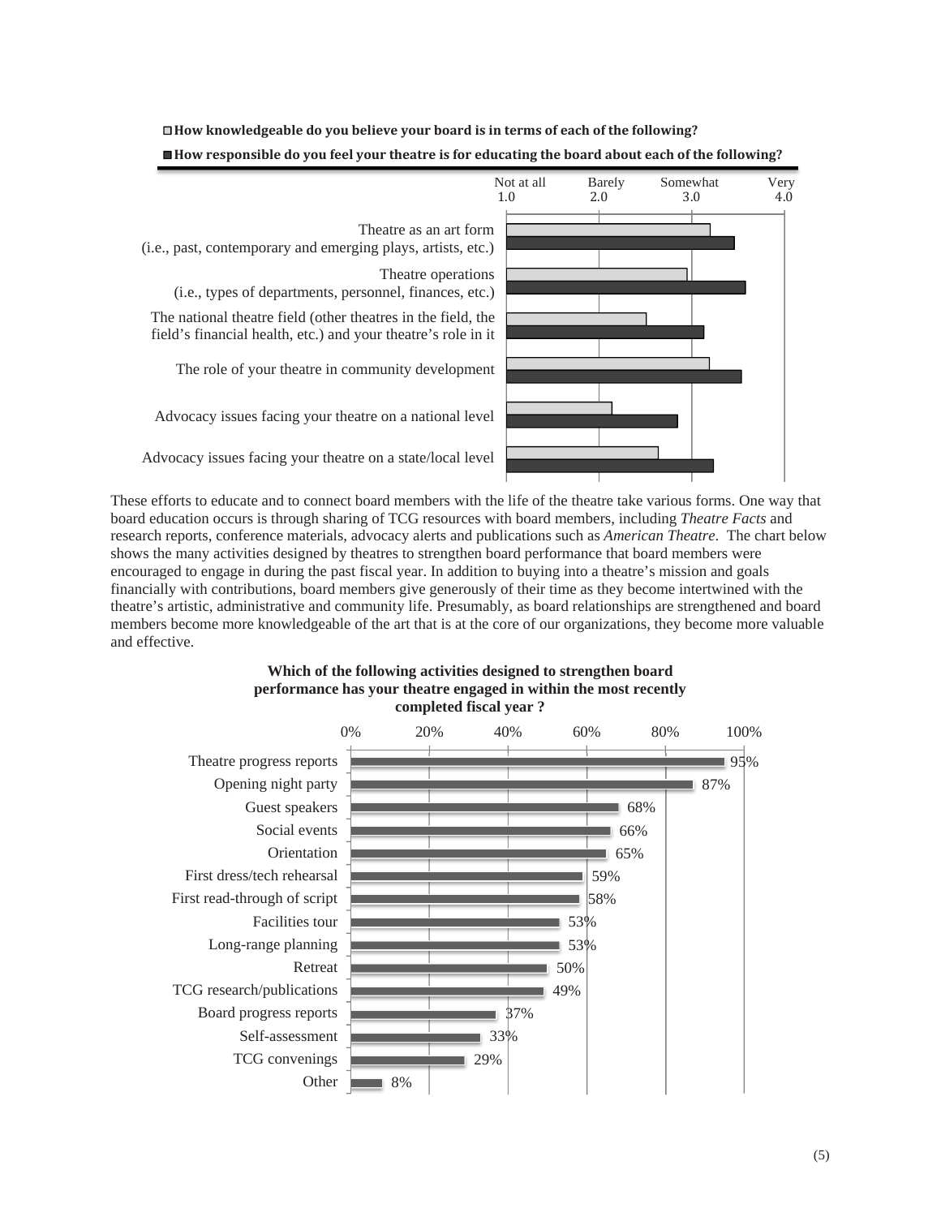□ **How knowledgeable do you believe your board is in terms of each of the following?**

■ **How responsible do you feel your theatre is for educating the board about each of the following?**

Scale: Not at all 1.0 | Barely 2.0 | Somewhat 3.0 | Very 4.0

- Theatre as an art form (i.e., past, contemporary and emerging plays, artists, etc.)
- Theatre operations (i.e., types of departments, personnel, finances, etc.)
- The national theatre field (other theatres in the field, the field's financial health, etc.) and your theatre's role in it
- The role of your theatre in community development
- Advocacy issues facing your theatre on a national level
- Advocacy issues facing your theatre on a state/local level

These efforts to educate and to connect board members with the life of the theatre take various forms. One way that board education occurs is through sharing of TCG resources with board members, including *Theatre Facts* and research reports, conference materials, advocacy alerts and publications such as *American Theatre*. The chart below shows the many activities designed by theatres to strengthen board performance that board members were encouraged to engage in during the past fiscal year. In addition to buying into a theatre's mission and goals financially with contributions, board members give generously of their time as they become intertwined with the theatre's artistic, administrative and community life. Presumably, as board relationships are strengthened and board members become more knowledgeable of the art that is at the core of our organizations, they become more valuable and effective.

**Which of the following activities designed to strengthen board performance has your theatre engaged in within the most recently completed fiscal year ?**

| Activity | Percent |
| --- | --- |
| Theatre progress reports | 95% |
| Opening night party | 87% |
| Guest speakers | 68% |
| Social events | 66% |
| Orientation | 65% |
| First dress/tech rehearsal | 59% |
| First read-through of script | 58% |
| Facilities tour | 53% |
| Long-range planning | 53% |
| Retreat | 50% |
| TCG research/publications | 49% |
| Board progress reports | 37% |
| Self-assessment | 33% |
| TCG convenings | 29% |
| Other | 8% |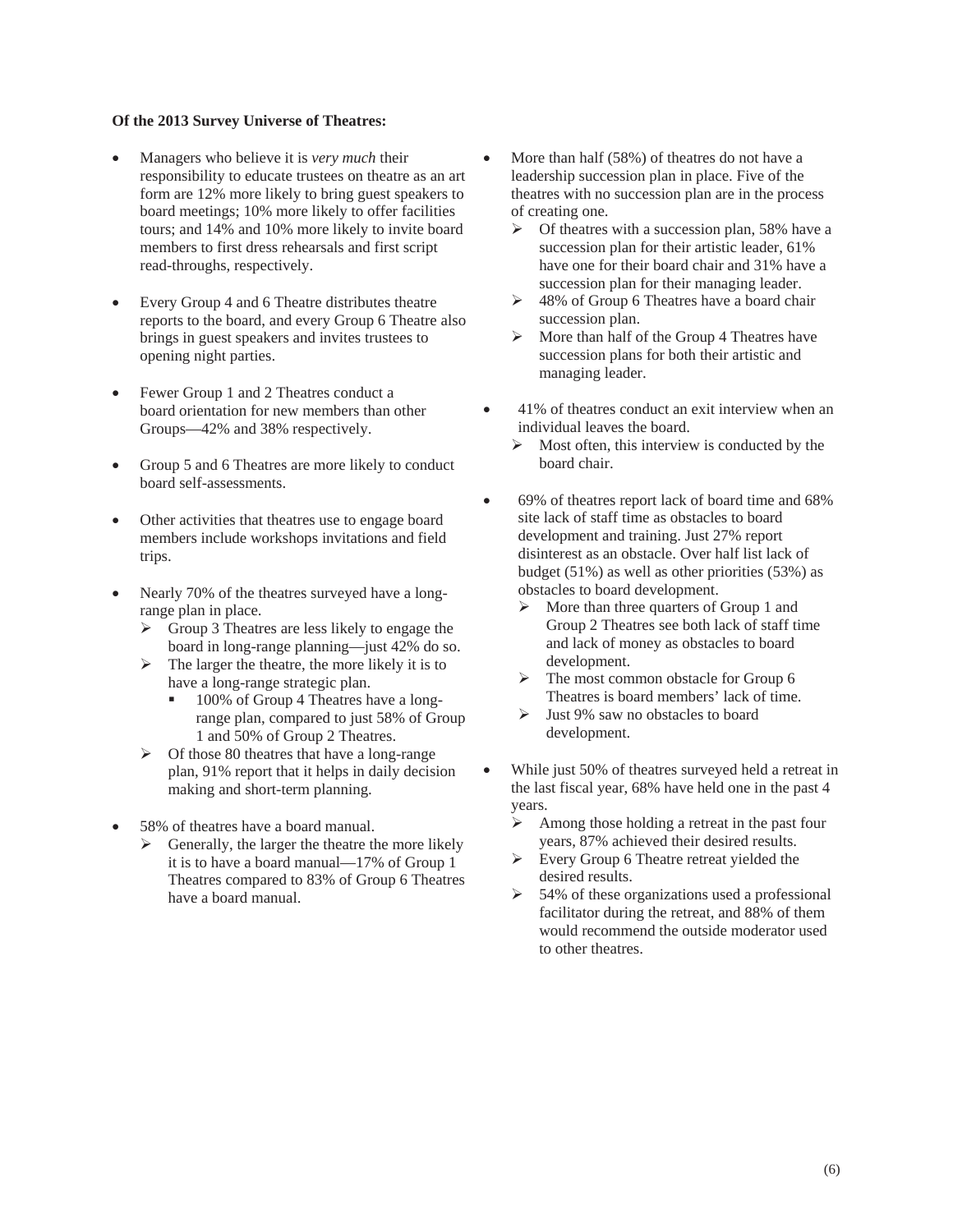**Of the 2013 Survey Universe of Theatres:**

- Managers who believe it is *very much* their responsibility to educate trustees on theatre as an art form are 12% more likely to bring guest speakers to board meetings; 10% more likely to offer facilities tours; and 14% and 10% more likely to invite board members to first dress rehearsals and first script read-throughs, respectively.

- Every Group 4 and 6 Theatre distributes theatre reports to the board, and every Group 6 Theatre also brings in guest speakers and invites trustees to opening night parties.

- Fewer Group 1 and 2 Theatres conduct a board orientation for new members than other Groups—42% and 38% respectively.

- Group 5 and 6 Theatres are more likely to conduct board self-assessments.

- Other activities that theatres use to engage board members include workshops invitations and field trips.

- Nearly 70% of the theatres surveyed have a long-range plan in place.
  - Group 3 Theatres are less likely to engage the board in long-range planning—just 42% do so.
  - The larger the theatre, the more likely it is to have a long-range strategic plan.
    - 100% of Group 4 Theatres have a long-range plan, compared to just 58% of Group 1 and 50% of Group 2 Theatres.
  - Of those 80 theatres that have a long-range plan, 91% report that it helps in daily decision making and short-term planning.

- 58% of theatres have a board manual.
  - Generally, the larger the theatre the more likely it is to have a board manual—17% of Group 1 Theatres compared to 83% of Group 6 Theatres have a board manual.

- More than half (58%) of theatres do not have a leadership succession plan in place. Five of the theatres with no succession plan are in the process of creating one.
  - Of theatres with a succession plan, 58% have a succession plan for their artistic leader, 61% have one for their board chair and 31% have a succession plan for their managing leader.
  - 48% of Group 6 Theatres have a board chair succession plan.
  - More than half of the Group 4 Theatres have succession plans for both their artistic and managing leader.

- 41% of theatres conduct an exit interview when an individual leaves the board.
  - Most often, this interview is conducted by the board chair.

- 69% of theatres report lack of board time and 68% site lack of staff time as obstacles to board development and training. Just 27% report disinterest as an obstacle. Over half list lack of budget (51%) as well as other priorities (53%) as obstacles to board development.
  - More than three quarters of Group 1 and Group 2 Theatres see both lack of staff time and lack of money as obstacles to board development.
  - The most common obstacle for Group 6 Theatres is board members' lack of time.
  - Just 9% saw no obstacles to board development.

- While just 50% of theatres surveyed held a retreat in the last fiscal year, 68% have held one in the past 4 years.
  - Among those holding a retreat in the past four years, 87% achieved their desired results.
  - Every Group 6 Theatre retreat yielded the desired results.
  - 54% of these organizations used a professional facilitator during the retreat, and 88% of them would recommend the outside moderator used to other theatres.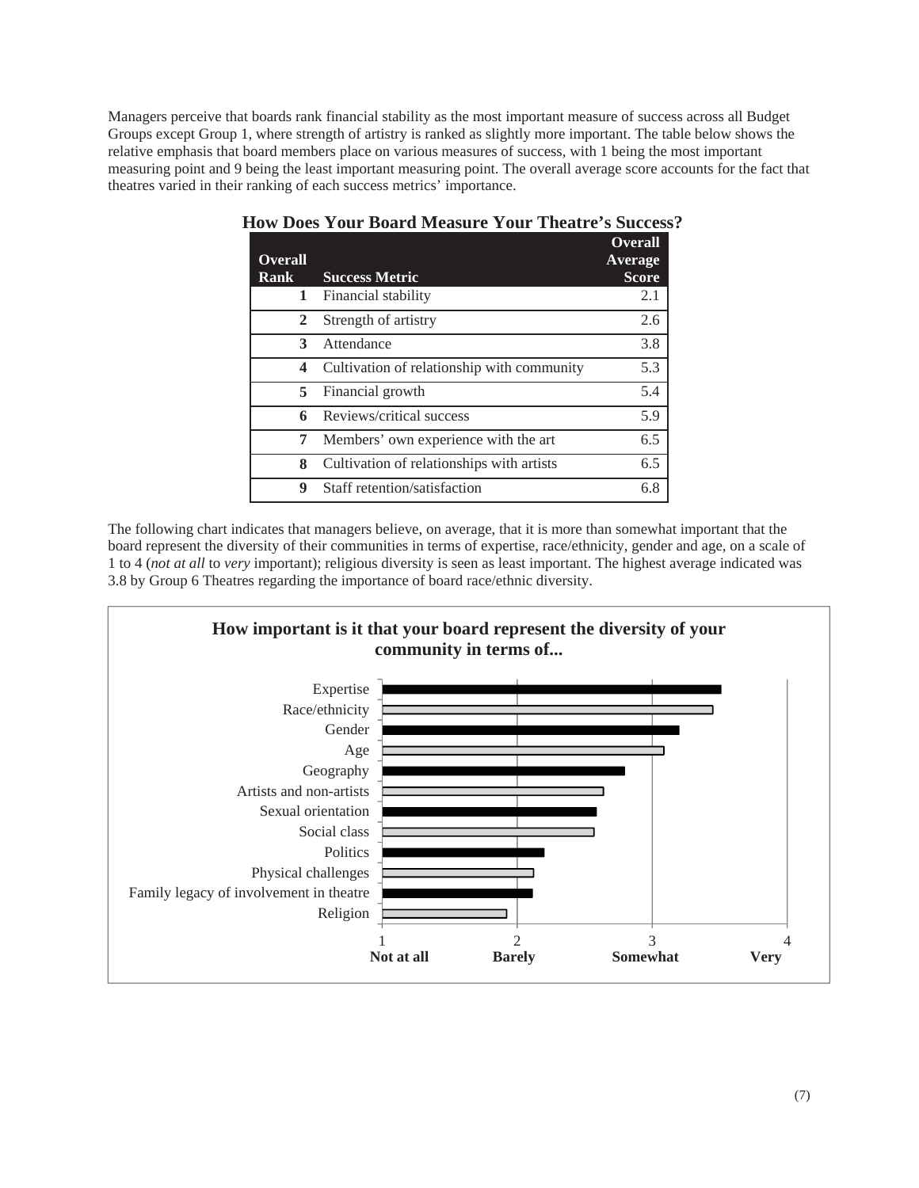Managers perceive that boards rank financial stability as the most important measure of success across all Budget Groups except Group 1, where strength of artistry is ranked as slightly more important. The table below shows the relative emphasis that board members place on various measures of success, with 1 being the most important measuring point and 9 being the least important measuring point. The overall average score accounts for the fact that theatres varied in their ranking of each success metrics' importance.

**How Does Your Board Measure Your Theatre's Success?**

| Overall Rank | Success Metric | Overall Average Score |
|---|---|---|
| 1 | Financial stability | 2.1 |
| 2 | Strength of artistry | 2.6 |
| 3 | Attendance | 3.8 |
| 4 | Cultivation of relationship with community | 5.3 |
| 5 | Financial growth | 5.4 |
| 6 | Reviews/critical success | 5.9 |
| 7 | Members' own experience with the art | 6.5 |
| 8 | Cultivation of relationships with artists | 6.5 |
| 9 | Staff retention/satisfaction | 6.8 |

The following chart indicates that managers believe, on average, that it is more than somewhat important that the board represent the diversity of their communities in terms of expertise, race/ethnicity, gender and age, on a scale of 1 to 4 (*not at all* to *very* important); religious diversity is seen as least important. The highest average indicated was 3.8 by Group 6 Theatres regarding the importance of board race/ethnic diversity.

**How important is it that your board represent the diversity of your community in terms of...**

Expertise; Race/ethnicity; Gender; Age; Geography; Artists and non-artists; Sexual orientation; Social class; Politics; Physical challenges; Family legacy of involvement in theatre; Religion

1 Not at all; 2 Barely; 3 Somewhat; 4 Very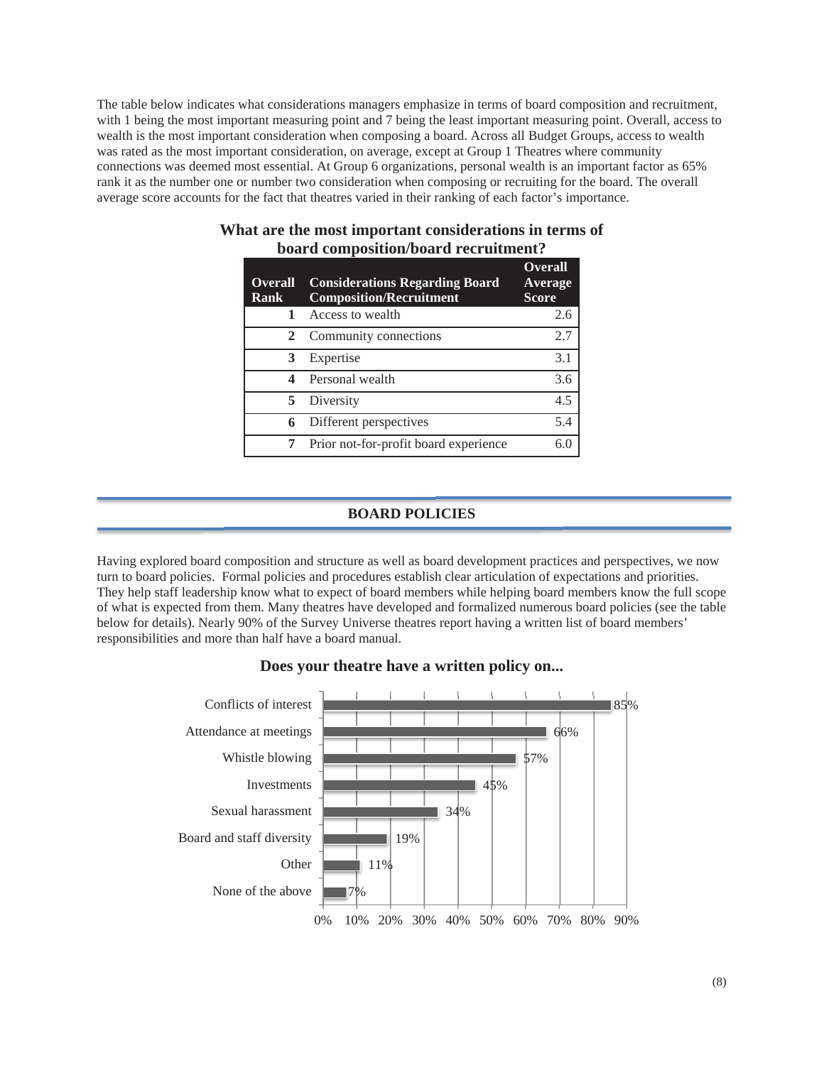The table below indicates what considerations managers emphasize in terms of board composition and recruitment, with 1 being the most important measuring point and 7 being the least important measuring point. Overall, access to wealth is the most important consideration when composing a board. Across all Budget Groups, access to wealth was rated as the most important consideration, on average, except at Group 1 Theatres where community connections was deemed most essential. At Group 6 organizations, personal wealth is an important factor as 65% rank it as the number one or number two consideration when composing or recruiting for the board. The overall average score accounts for the fact that theatres varied in their ranking of each factor's importance.

**What are the most important considerations in terms of board composition/board recruitment?**

| Overall Rank | Considerations Regarding Board Composition/Recruitment | Overall Average Score |
|---|---|---|
| 1 | Access to wealth | 2.6 |
| 2 | Community connections | 2.7 |
| 3 | Expertise | 3.1 |
| 4 | Personal wealth | 3.6 |
| 5 | Diversity | 4.5 |
| 6 | Different perspectives | 5.4 |
| 7 | Prior not-for-profit board experience | 6.0 |

## BOARD POLICIES

Having explored board composition and structure as well as board development practices and perspectives, we now turn to board policies. Formal policies and procedures establish clear articulation of expectations and priorities. They help staff leadership know what to expect of board members while helping board members know the full scope of what is expected from them. Many theatres have developed and formalized numerous board policies (see the table below for details). Nearly 90% of the Survey Universe theatres report having a written list of board members' responsibilities and more than half have a board manual.

**Does your theatre have a written policy on...**

| Policy | Percentage |
|---|---|
| Conflicts of interest | 85% |
| Attendance at meetings | 66% |
| Whistle blowing | 57% |
| Investments | 45% |
| Sexual harassment | 34% |
| Board and staff diversity | 19% |
| Other | 11% |
| None of the above | 7% |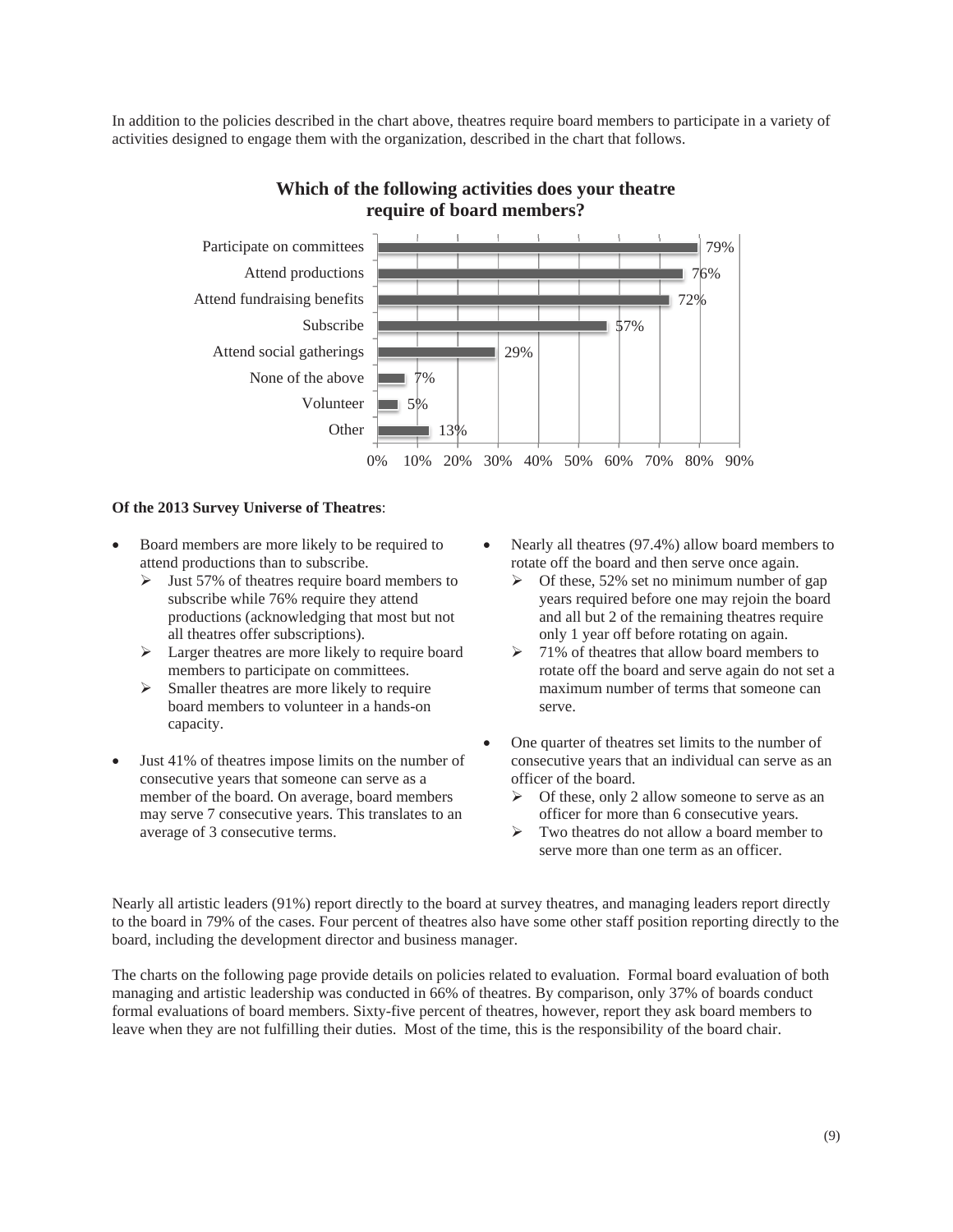In addition to the policies described in the chart above, theatres require board members to participate in a variety of activities designed to engage them with the organization, described in the chart that follows.

**Which of the following activities does your theatre require of board members?**

| Activity | Percent |
|---|---|
| Participate on committees | 79% |
| Attend productions | 76% |
| Attend fundraising benefits | 72% |
| Subscribe | 57% |
| Attend social gatherings | 29% |
| None of the above | 7% |
| Volunteer | 5% |
| Other | 13% |

**Of the 2013 Survey Universe of Theatres**:

- Board members are more likely to be required to attend productions than to subscribe.
  - Just 57% of theatres require board members to subscribe while 76% require they attend productions (acknowledging that most but not all theatres offer subscriptions).
  - Larger theatres are more likely to require board members to participate on committees.
  - Smaller theatres are more likely to require board members to volunteer in a hands-on capacity.
- Just 41% of theatres impose limits on the number of consecutive years that someone can serve as a member of the board. On average, board members may serve 7 consecutive years. This translates to an average of 3 consecutive terms.
- Nearly all theatres (97.4%) allow board members to rotate off the board and then serve once again.
  - Of these, 52% set no minimum number of gap years required before one may rejoin the board and all but 2 of the remaining theatres require only 1 year off before rotating on again.
  - 71% of theatres that allow board members to rotate off the board and serve again do not set a maximum number of terms that someone can serve.
- One quarter of theatres set limits to the number of consecutive years that an individual can serve as an officer of the board.
  - Of these, only 2 allow someone to serve as an officer for more than 6 consecutive years.
  - Two theatres do not allow a board member to serve more than one term as an officer.

Nearly all artistic leaders (91%) report directly to the board at survey theatres, and managing leaders report directly to the board in 79% of the cases. Four percent of theatres also have some other staff position reporting directly to the board, including the development director and business manager.

The charts on the following page provide details on policies related to evaluation. Formal board evaluation of both managing and artistic leadership was conducted in 66% of theatres. By comparison, only 37% of boards conduct formal evaluations of board members. Sixty-five percent of theatres, however, report they ask board members to leave when they are not fulfilling their duties. Most of the time, this is the responsibility of the board chair.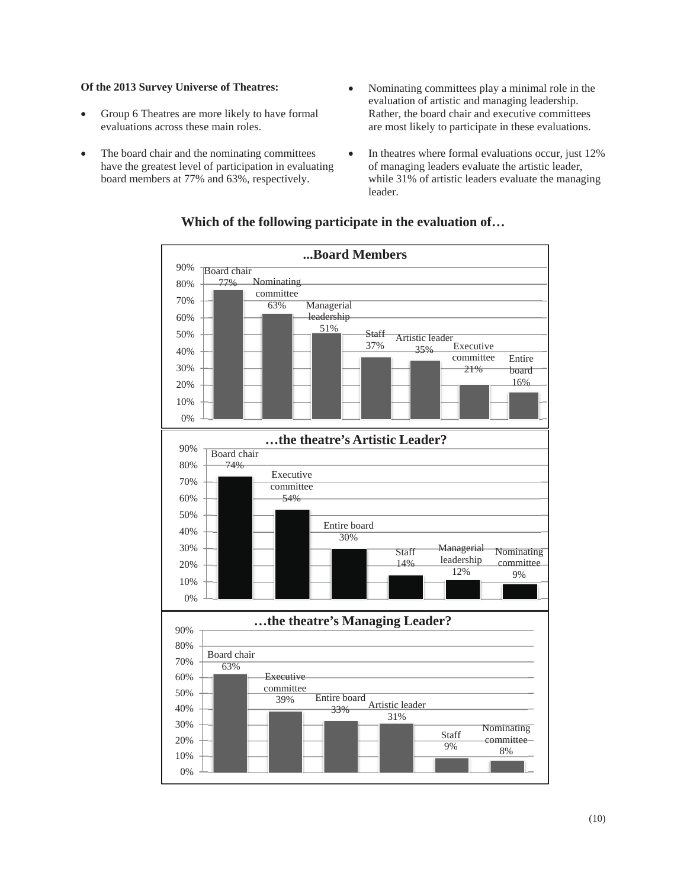**Of the 2013 Survey Universe of Theatres:**

- Group 6 Theatres are more likely to have formal evaluations across these main roles.
- The board chair and the nominating committees have the greatest level of participation in evaluating board members at 77% and 63%, respectively.
- Nominating committees play a minimal role in the evaluation of artistic and managing leadership. Rather, the board chair and executive committees are most likely to participate in these evaluations.
- In theatres where formal evaluations occur, just 12% of managing leaders evaluate the artistic leader, while 31% of artistic leaders evaluate the managing leader.

### Which of the following participate in the evaluation of…

**...Board Members**

| Participant | % |
|---|---|
| Board chair | 77% |
| Nominating committee | 63% |
| Managerial leadership | 51% |
| Staff | 37% |
| Artistic leader | 35% |
| Executive committee | 21% |
| Entire board | 16% |

**…the theatre's Artistic Leader?**

| Participant | % |
|---|---|
| Board chair | 74% |
| Executive committee | 54% |
| Entire board | 30% |
| Staff | 14% |
| Managerial leadership | 12% |
| Nominating committee | 9% |

**…the theatre's Managing Leader?**

| Participant | % |
|---|---|
| Board chair | 63% |
| Executive committee | 39% |
| Entire board | 33% |
| Artistic leader | 31% |
| Staff | 9% |
| Nominating committee | 8% |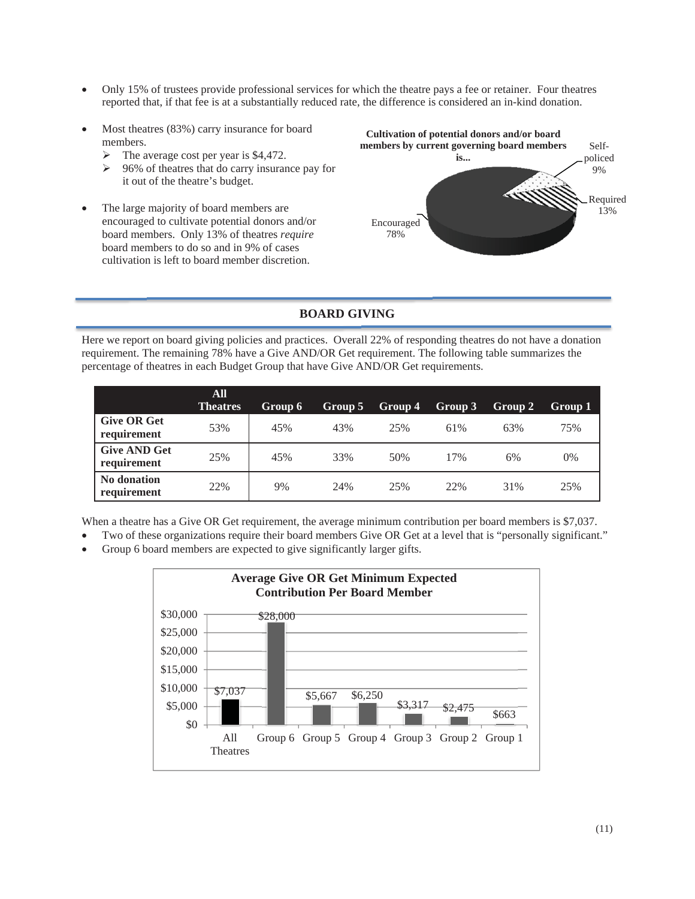- Only 15% of trustees provide professional services for which the theatre pays a fee or retainer. Four theatres reported that, if that fee is at a substantially reduced rate, the difference is considered an in-kind donation.

- Most theatres (83%) carry insurance for board members.
  - The average cost per year is $4,472.
  - 96% of theatres that do carry insurance pay for it out of the theatre's budget.

- The large majority of board members are encouraged to cultivate potential donors and/or board members. Only 13% of theatres *require* board members to do so and in 9% of cases cultivation is left to board member discretion.

**Cultivation of potential donors and/or board members by current governing board members is...**

- Encouraged 78%
- Required 13%
- Self-policed 9%

## BOARD GIVING

Here we report on board giving policies and practices. Overall 22% of responding theatres do not have a donation requirement. The remaining 78% have a Give AND/OR Get requirement. The following table summarizes the percentage of theatres in each Budget Group that have Give AND/OR Get requirements.

| | All Theatres | Group 6 | Group 5 | Group 4 | Group 3 | Group 2 | Group 1 |
|---|---|---|---|---|---|---|---|
| **Give OR Get requirement** | 53% | 45% | 43% | 25% | 61% | 63% | 75% |
| **Give AND Get requirement** | 25% | 45% | 33% | 50% | 17% | 6% | 0% |
| **No donation requirement** | 22% | 9% | 24% | 25% | 22% | 31% | 25% |

When a theatre has a Give OR Get requirement, the average minimum contribution per board members is $7,037.

- Two of these organizations require their board members Give OR Get at a level that is "personally significant."
- Group 6 board members are expected to give significantly larger gifts.

**Average Give OR Get Minimum Expected Contribution Per Board Member**

| All Theatres | Group 6 | Group 5 | Group 4 | Group 3 | Group 2 | Group 1 |
|---|---|---|---|---|---|---|
| $7,037 | $28,000 | $5,667 | $6,250 | $3,317 | $2,475 | $663 |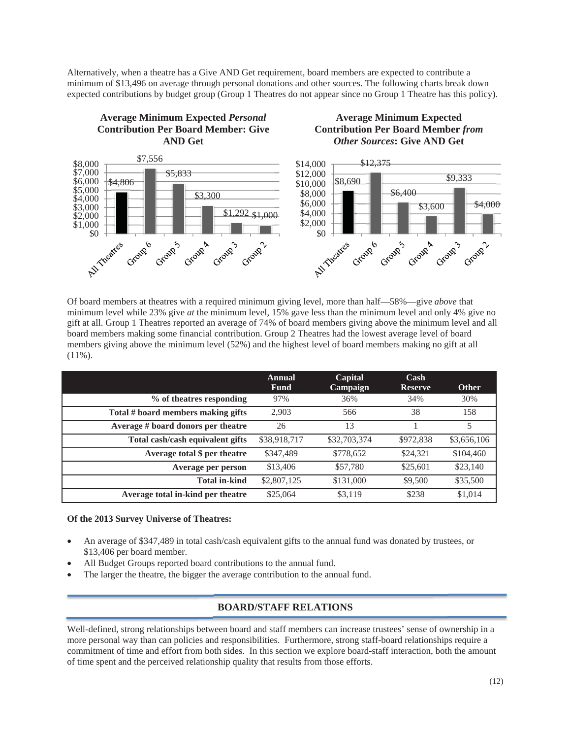Alternatively, when a theatre has a Give AND Get requirement, board members are expected to contribute a minimum of $13,496 on average through personal donations and other sources. The following charts break down expected contributions by budget group (Group 1 Theatres do not appear since no Group 1 Theatre has this policy).

**Average Minimum Expected *Personal* Contribution Per Board Member: Give AND Get**

| | All Theatres | Group 6 | Group 5 | Group 4 | Group 3 | Group 2 |
|---|---|---|---|---|---|---|
| Amount | $4,806 | $7,556 | $5,833 | $3,300 | $1,292 | $1,000 |

**Average Minimum Expected Contribution Per Board Member *from Other Sources*: Give AND Get**

| | All Theatres | Group 6 | Group 5 | Group 4 | Group 3 | Group 2 |
|---|---|---|---|---|---|---|
| Amount | $8,690 | $12,375 | $6,400 | $3,600 | $9,333 | $4,000 |

Of board members at theatres with a required minimum giving level, more than half—58%—give *above* that minimum level while 23% give *at* the minimum level, 15% gave less than the minimum level and only 4% give no gift at all. Group 1 Theatres reported an average of 74% of board members giving above the minimum level and all board members making some financial contribution. Group 2 Theatres had the lowest average level of board members giving above the minimum level (52%) and the highest level of board members making no gift at all (11%).

| | Annual Fund | Capital Campaign | Cash Reserve | Other |
|---|---|---|---|---|
| **% of theatres responding** | 97% | 36% | 34% | 30% |
| **Total # board members making gifts** | 2,903 | 566 | 38 | 158 |
| **Average # board donors per theatre** | 26 | 13 | 1 | 5 |
| **Total cash/cash equivalent gifts** | $38,918,717 | $32,703,374 | $972,838 | $3,656,106 |
| **Average total $ per theatre** | $347,489 | $778,652 | $24,321 | $104,460 |
| **Average per person** | $13,406 | $57,780 | $25,601 | $23,140 |
| **Total in-kind** | $2,807,125 | $131,000 | $9,500 | $35,500 |
| **Average total in-kind per theatre** | $25,064 | $3,119 | $238 | $1,014 |

**Of the 2013 Survey Universe of Theatres:**

- An average of $347,489 in total cash/cash equivalent gifts to the annual fund was donated by trustees, or $13,406 per board member.
- All Budget Groups reported board contributions to the annual fund.
- The larger the theatre, the bigger the average contribution to the annual fund.

## BOARD/STAFF RELATIONS

Well-defined, strong relationships between board and staff members can increase trustees' sense of ownership in a more personal way than can policies and responsibilities. Furthermore, strong staff-board relationships require a commitment of time and effort from both sides. In this section we explore board-staff interaction, both the amount of time spent and the perceived relationship quality that results from those efforts.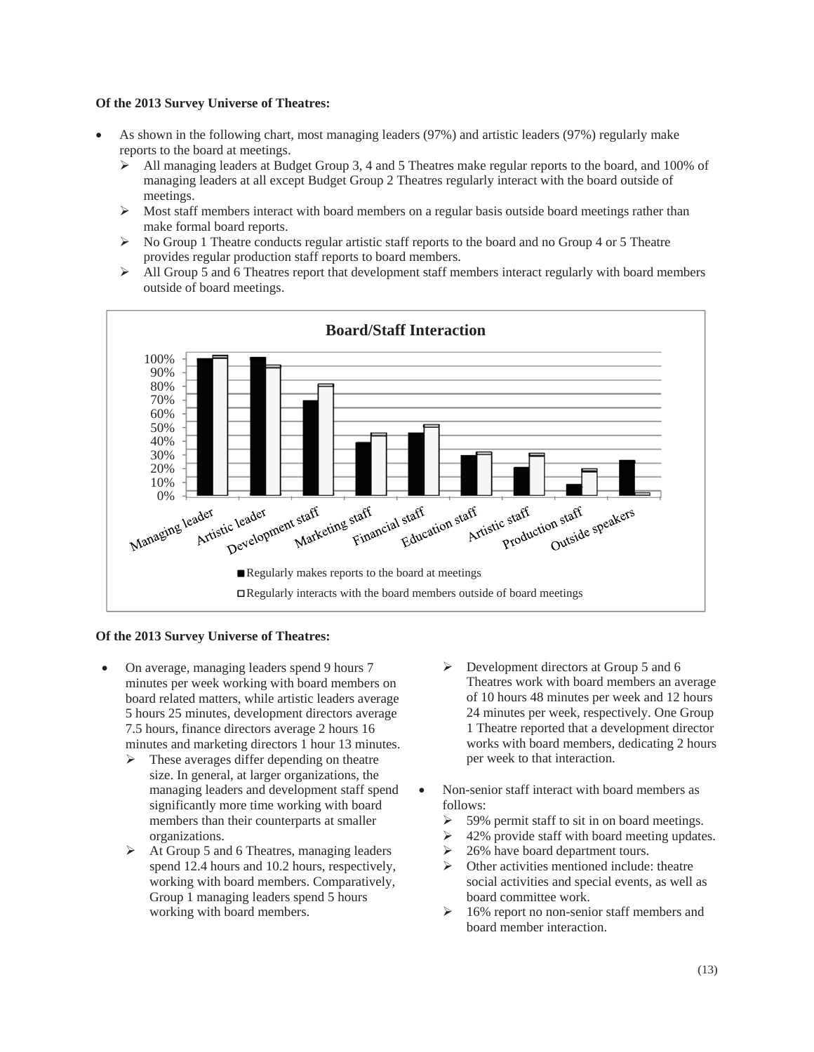**Of the 2013 Survey Universe of Theatres:**

- As shown in the following chart, most managing leaders (97%) and artistic leaders (97%) regularly make reports to the board at meetings.
  - All managing leaders at Budget Group 3, 4 and 5 Theatres make regular reports to the board, and 100% of managing leaders at all except Budget Group 2 Theatres regularly interact with the board outside of meetings.
  - Most staff members interact with board members on a regular basis outside board meetings rather than make formal board reports.
  - No Group 1 Theatre conducts regular artistic staff reports to the board and no Group 4 or 5 Theatre provides regular production staff reports to board members.
  - All Group 5 and 6 Theatres report that development staff members interact regularly with board members outside of board meetings.

**Board/Staff Interaction**

| | Regularly makes reports to the board at meetings | Regularly interacts with the board members outside of board meetings |
|---|---|---|
| Managing leader | ~99% | ~100% |
| Artistic leader | ~100% | ~93% |
| Development staff | ~69% | ~80% |
| Marketing staff | ~39% | ~44% |
| Financial staff | ~45% | ~50% |
| Education staff | ~29% | ~30% |
| Artistic staff | ~20% | ~29% |
| Production staff | ~8% | ~17% |
| Outside speakers | ~25% | ~1% |

**Of the 2013 Survey Universe of Theatres:**

- On average, managing leaders spend 9 hours 7 minutes per week working with board members on board related matters, while artistic leaders average 5 hours 25 minutes, development directors average 7.5 hours, finance directors average 2 hours 16 minutes and marketing directors 1 hour 13 minutes.
  - These averages differ depending on theatre size. In general, at larger organizations, the managing leaders and development staff spend significantly more time working with board members than their counterparts at smaller organizations.
  - At Group 5 and 6 Theatres, managing leaders spend 12.4 hours and 10.2 hours, respectively, working with board members. Comparatively, Group 1 managing leaders spend 5 hours working with board members.
  - Development directors at Group 5 and 6 Theatres work with board members an average of 10 hours 48 minutes per week and 12 hours 24 minutes per week, respectively. One Group 1 Theatre reported that a development director works with board members, dedicating 2 hours per week to that interaction.
- Non-senior staff interact with board members as follows:
  - 59% permit staff to sit in on board meetings.
  - 42% provide staff with board meeting updates.
  - 26% have board department tours.
  - Other activities mentioned include: theatre social activities and special events, as well as board committee work.
  - 16% report no non-senior staff members and board member interaction.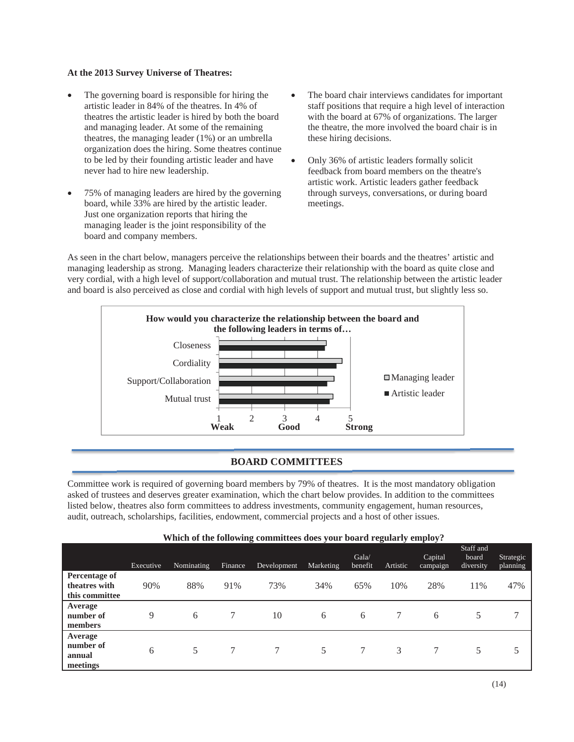**At the 2013 Survey Universe of Theatres:**

- The governing board is responsible for hiring the artistic leader in 84% of the theatres. In 4% of theatres the artistic leader is hired by both the board and managing leader. At some of the remaining theatres, the managing leader (1%) or an umbrella organization does the hiring. Some theatres continue to be led by their founding artistic leader and have never had to hire new leadership.
- 75% of managing leaders are hired by the governing board, while 33% are hired by the artistic leader. Just one organization reports that hiring the managing leader is the joint responsibility of the board and company members.
- The board chair interviews candidates for important staff positions that require a high level of interaction with the board at 67% of organizations. The larger the theatre, the more involved the board chair is in these hiring decisions.
- Only 36% of artistic leaders formally solicit feedback from board members on the theatre's artistic work. Artistic leaders gather feedback through surveys, conversations, or during board meetings.

As seen in the chart below, managers perceive the relationships between their boards and the theatres' artistic and managing leadership as strong. Managing leaders characterize their relationship with the board as quite close and very cordial, with a high level of support/collaboration and mutual trust. The relationship between the artistic leader and board is also perceived as close and cordial with high levels of support and mutual trust, but slightly less so.

**How would you characterize the relationship between the board and the following leaders in terms of…**

Categories: Closeness, Cordiality, Support/Collaboration, Mutual trust

Legend: Managing leader, Artistic leader

Scale: 1 Weak, 2, 3 Good, 4, 5 Strong

## BOARD COMMITTEES

Committee work is required of governing board members by 79% of theatres. It is the most mandatory obligation asked of trustees and deserves greater examination, which the chart below provides. In addition to the committees listed below, theatres also form committees to address investments, community engagement, human resources, audit, outreach, scholarships, facilities, endowment, commercial projects and a host of other issues.

**Which of the following committees does your board regularly employ?**

| | Executive | Nominating | Finance | Development | Marketing | Gala/ benefit | Artistic | Capital campaign | Staff and board diversity | Strategic planning |
|---|---|---|---|---|---|---|---|---|---|---|
| **Percentage of theatres with this committee** | 90% | 88% | 91% | 73% | 34% | 65% | 10% | 28% | 11% | 47% |
| **Average number of members** | 9 | 6 | 7 | 10 | 6 | 6 | 7 | 6 | 5 | 7 |
| **Average number of annual meetings** | 6 | 5 | 7 | 7 | 5 | 7 | 3 | 7 | 5 | 5 |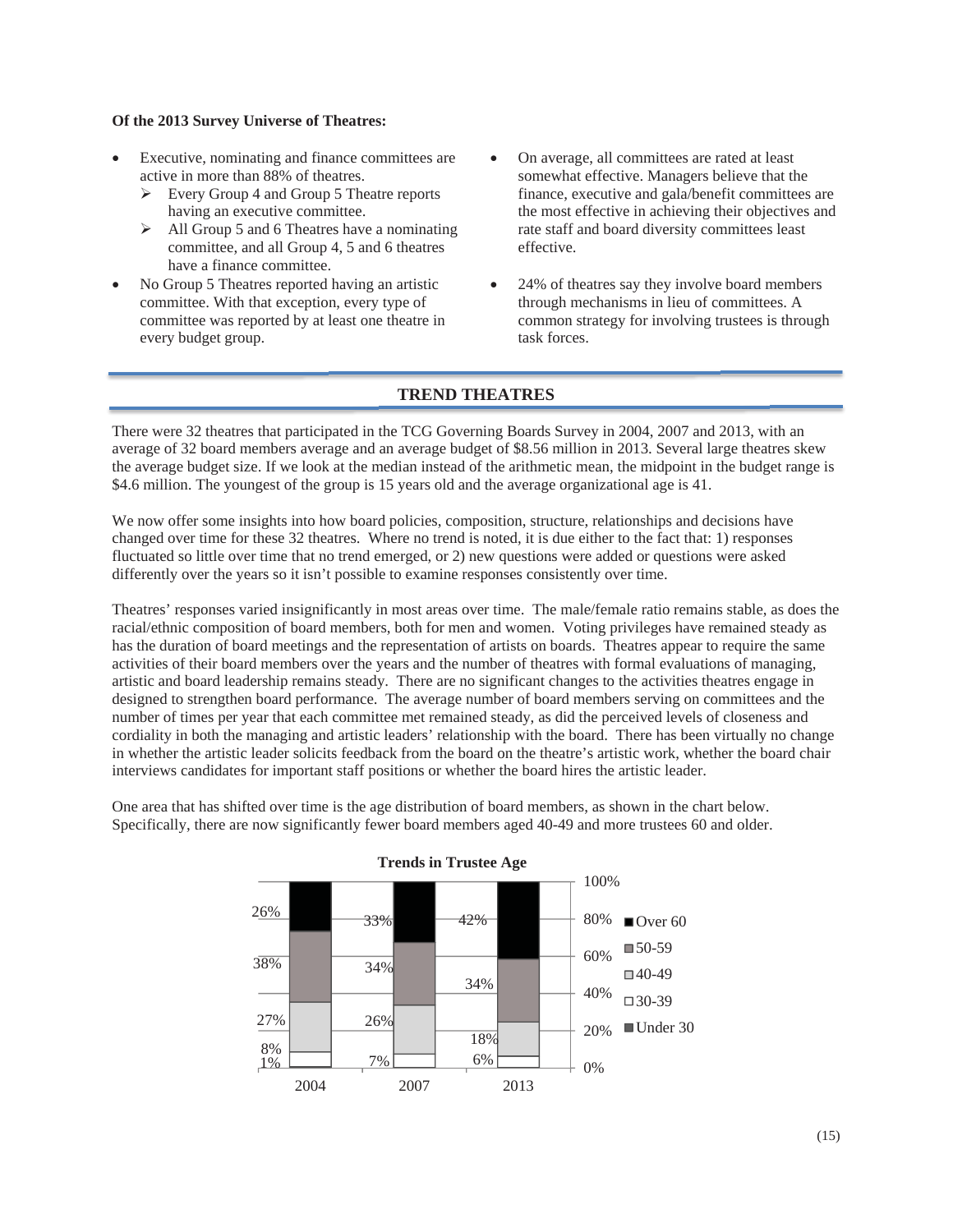**Of the 2013 Survey Universe of Theatres:**

- Executive, nominating and finance committees are active in more than 88% of theatres.
  - ➢ Every Group 4 and Group 5 Theatre reports having an executive committee.
  - ➢ All Group 5 and 6 Theatres have a nominating committee, and all Group 4, 5 and 6 theatres have a finance committee.
- No Group 5 Theatres reported having an artistic committee. With that exception, every type of committee was reported by at least one theatre in every budget group.
- On average, all committees are rated at least somewhat effective. Managers believe that the finance, executive and gala/benefit committees are the most effective in achieving their objectives and rate staff and board diversity committees least effective.
- 24% of theatres say they involve board members through mechanisms in lieu of committees. A common strategy for involving trustees is through task forces.

## TREND THEATRES

There were 32 theatres that participated in the TCG Governing Boards Survey in 2004, 2007 and 2013, with an average of 32 board members average and an average budget of $8.56 million in 2013. Several large theatres skew the average budget size. If we look at the median instead of the arithmetic mean, the midpoint in the budget range is $4.6 million. The youngest of the group is 15 years old and the average organizational age is 41.

We now offer some insights into how board policies, composition, structure, relationships and decisions have changed over time for these 32 theatres. Where no trend is noted, it is due either to the fact that: 1) responses fluctuated so little over time that no trend emerged, or 2) new questions were added or questions were asked differently over the years so it isn't possible to examine responses consistently over time.

Theatres' responses varied insignificantly in most areas over time. The male/female ratio remains stable, as does the racial/ethnic composition of board members, both for men and women. Voting privileges have remained steady as has the duration of board meetings and the representation of artists on boards. Theatres appear to require the same activities of their board members over the years and the number of theatres with formal evaluations of managing, artistic and board leadership remains steady. There are no significant changes to the activities theatres engage in designed to strengthen board performance. The average number of board members serving on committees and the number of times per year that each committee met remained steady, as did the perceived levels of closeness and cordiality in both the managing and artistic leaders' relationship with the board. There has been virtually no change in whether the artistic leader solicits feedback from the board on the theatre's artistic work, whether the board chair interviews candidates for important staff positions or whether the board hires the artistic leader.

One area that has shifted over time is the age distribution of board members, as shown in the chart below. Specifically, there are now significantly fewer board members aged 40-49 and more trustees 60 and older.

**Trends in Trustee Age**

| Age | 2004 | 2007 | 2013 |
|---|---|---|---|
| Over 60 | 26% | 33% | 42% |
| 50-59 | 38% | 34% | 34% |
| 40-49 | 27% | 26% | 18% |
| 30-39 | 8% | 7% | 6% |
| Under 30 | 1% | | |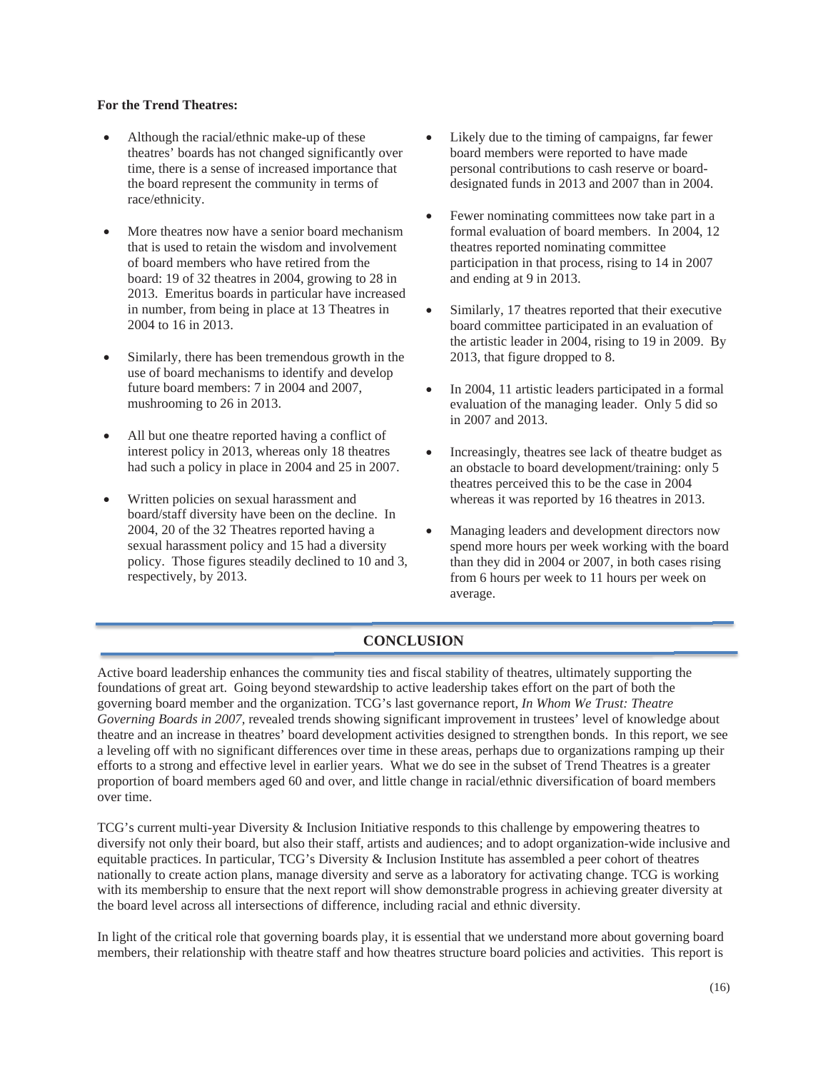**For the Trend Theatres:**

- Although the racial/ethnic make-up of these theatres' boards has not changed significantly over time, there is a sense of increased importance that the board represent the community in terms of race/ethnicity.
- More theatres now have a senior board mechanism that is used to retain the wisdom and involvement of board members who have retired from the board: 19 of 32 theatres in 2004, growing to 28 in 2013. Emeritus boards in particular have increased in number, from being in place at 13 Theatres in 2004 to 16 in 2013.
- Similarly, there has been tremendous growth in the use of board mechanisms to identify and develop future board members: 7 in 2004 and 2007, mushrooming to 26 in 2013.
- All but one theatre reported having a conflict of interest policy in 2013, whereas only 18 theatres had such a policy in place in 2004 and 25 in 2007.
- Written policies on sexual harassment and board/staff diversity have been on the decline. In 2004, 20 of the 32 Theatres reported having a sexual harassment policy and 15 had a diversity policy. Those figures steadily declined to 10 and 3, respectively, by 2013.
- Likely due to the timing of campaigns, far fewer board members were reported to have made personal contributions to cash reserve or board-designated funds in 2013 and 2007 than in 2004.
- Fewer nominating committees now take part in a formal evaluation of board members. In 2004, 12 theatres reported nominating committee participation in that process, rising to 14 in 2007 and ending at 9 in 2013.
- Similarly, 17 theatres reported that their executive board committee participated in an evaluation of the artistic leader in 2004, rising to 19 in 2009. By 2013, that figure dropped to 8.
- In 2004, 11 artistic leaders participated in a formal evaluation of the managing leader. Only 5 did so in 2007 and 2013.
- Increasingly, theatres see lack of theatre budget as an obstacle to board development/training: only 5 theatres perceived this to be the case in 2004 whereas it was reported by 16 theatres in 2013.
- Managing leaders and development directors now spend more hours per week working with the board than they did in 2004 or 2007, in both cases rising from 6 hours per week to 11 hours per week on average.

## CONCLUSION

Active board leadership enhances the community ties and fiscal stability of theatres, ultimately supporting the foundations of great art. Going beyond stewardship to active leadership takes effort on the part of both the governing board member and the organization. TCG's last governance report, *In Whom We Trust: Theatre Governing Boards in 2007*, revealed trends showing significant improvement in trustees' level of knowledge about theatre and an increase in theatres' board development activities designed to strengthen bonds. In this report, we see a leveling off with no significant differences over time in these areas, perhaps due to organizations ramping up their efforts to a strong and effective level in earlier years. What we do see in the subset of Trend Theatres is a greater proportion of board members aged 60 and over, and little change in racial/ethnic diversification of board members over time.

TCG's current multi-year Diversity & Inclusion Initiative responds to this challenge by empowering theatres to diversify not only their board, but also their staff, artists and audiences; and to adopt organization-wide inclusive and equitable practices. In particular, TCG's Diversity & Inclusion Institute has assembled a peer cohort of theatres nationally to create action plans, manage diversity and serve as a laboratory for activating change. TCG is working with its membership to ensure that the next report will show demonstrable progress in achieving greater diversity at the board level across all intersections of difference, including racial and ethnic diversity.

In light of the critical role that governing boards play, it is essential that we understand more about governing board members, their relationship with theatre staff and how theatres structure board policies and activities. This report is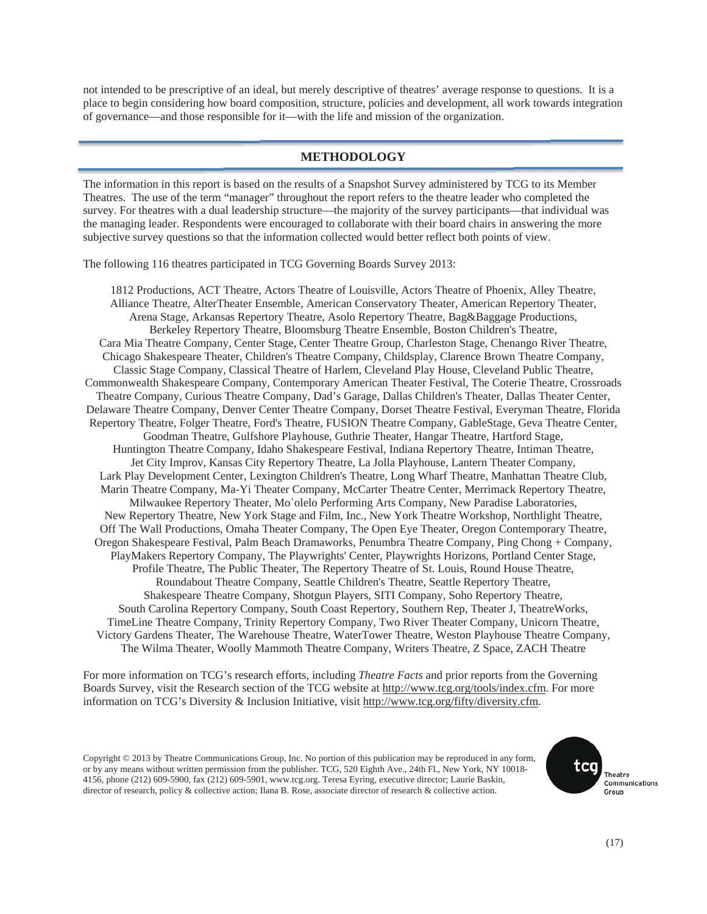not intended to be prescriptive of an ideal, but merely descriptive of theatres' average response to questions. It is a place to begin considering how board composition, structure, policies and development, all work towards integration of governance—and those responsible for it—with the life and mission of the organization.

## METHODOLOGY

The information in this report is based on the results of a Snapshot Survey administered by TCG to its Member Theatres. The use of the term "manager" throughout the report refers to the theatre leader who completed the survey. For theatres with a dual leadership structure—the majority of the survey participants—that individual was the managing leader. Respondents were encouraged to collaborate with their board chairs in answering the more subjective survey questions so that the information collected would better reflect both points of view.

The following 116 theatres participated in TCG Governing Boards Survey 2013:

1812 Productions, ACT Theatre, Actors Theatre of Louisville, Actors Theatre of Phoenix, Alley Theatre, Alliance Theatre, AlterTheater Ensemble, American Conservatory Theater, American Repertory Theater, Arena Stage, Arkansas Repertory Theatre, Asolo Repertory Theatre, Bag&Baggage Productions, Berkeley Repertory Theatre, Bloomsburg Theatre Ensemble, Boston Children's Theatre, Cara Mia Theatre Company, Center Stage, Center Theatre Group, Charleston Stage, Chenango River Theatre, Chicago Shakespeare Theater, Children's Theatre Company, Childsplay, Clarence Brown Theatre Company, Classic Stage Company, Classical Theatre of Harlem, Cleveland Play House, Cleveland Public Theatre, Commonwealth Shakespeare Company, Contemporary American Theater Festival, The Coterie Theatre, Crossroads Theatre Company, Curious Theatre Company, Dad's Garage, Dallas Children's Theater, Dallas Theater Center, Delaware Theatre Company, Denver Center Theatre Company, Dorset Theatre Festival, Everyman Theatre, Florida Repertory Theatre, Folger Theatre, Ford's Theatre, FUSION Theatre Company, GableStage, Geva Theatre Center, Goodman Theatre, Gulfshore Playhouse, Guthrie Theater, Hangar Theatre, Hartford Stage, Huntington Theatre Company, Idaho Shakespeare Festival, Indiana Repertory Theatre, Intiman Theatre, Jet City Improv, Kansas City Repertory Theatre, La Jolla Playhouse, Lantern Theater Company, Lark Play Development Center, Lexington Children's Theatre, Long Wharf Theatre, Manhattan Theatre Club, Marin Theatre Company, Ma-Yi Theater Company, McCarter Theatre Center, Merrimack Repertory Theatre, Milwaukee Repertory Theater, Mo`olelo Performing Arts Company, New Paradise Laboratories, New Repertory Theatre, New York Stage and Film, Inc., New York Theatre Workshop, Northlight Theatre, Off The Wall Productions, Omaha Theater Company, The Open Eye Theater, Oregon Contemporary Theatre, Oregon Shakespeare Festival, Palm Beach Dramaworks, Penumbra Theatre Company, Ping Chong + Company, PlayMakers Repertory Company, The Playwrights' Center, Playwrights Horizons, Portland Center Stage, Profile Theatre, The Public Theater, The Repertory Theatre of St. Louis, Round House Theatre, Roundabout Theatre Company, Seattle Children's Theatre, Seattle Repertory Theatre, Shakespeare Theatre Company, Shotgun Players, SITI Company, Soho Repertory Theatre, South Carolina Repertory Company, South Coast Repertory, Southern Rep, Theater J, TheatreWorks, TimeLine Theatre Company, Trinity Repertory Company, Two River Theater Company, Unicorn Theatre, Victory Gardens Theater, The Warehouse Theatre, WaterTower Theatre, Weston Playhouse Theatre Company, The Wilma Theater, Woolly Mammoth Theatre Company, Writers Theatre, Z Space, ZACH Theatre

For more information on TCG's research efforts, including *Theatre Facts* and prior reports from the Governing Boards Survey, visit the Research section of the TCG website at http://www.tcg.org/tools/index.cfm. For more information on TCG's Diversity & Inclusion Initiative, visit http://www.tcg.org/fifty/diversity.cfm.

Copyright © 2013 by Theatre Communications Group, Inc. No portion of this publication may be reproduced in any form, or by any means without written permission from the publisher. TCG, 520 Eighth Ave., 24th Fl., New York, NY 10018-4156, phone (212) 609-5900, fax (212) 609-5901, www.tcg.org. Teresa Eyring, executive director; Laurie Baskin, director of research, policy & collective action; Ilana B. Rose, associate director of research & collective action.

tcg Theatre Communications Group